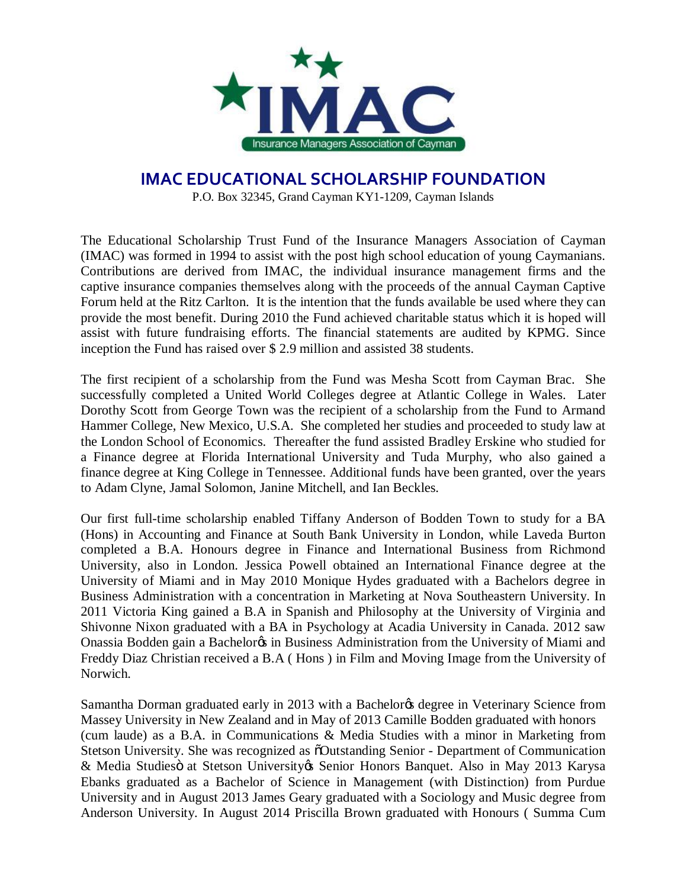# IMAC EDUCATIONAL SCHOLARSHIP FOUNDATION

P.O. Box 32345, Grand Cayman KY1-1209, Cayman Islands

The Educational Scholarship Trust Fund of the Insurance Managers Association of Cayman (IMAC) was formed in 1994 to assist with the post high school education of young Caymanians. Contributions are derived from IMAC, the individual insurance management firms and the captive insurance companies themselves along with the proceeds of the annual Cayman Captive Forum held at the Ritz Carlton. It is the intention that the funds available be used where they can provide the most benefit. During 2010 the Fund achieved charitable status which it is hoped will assist with future fundraising efforts. The financial statements are audited by KPMG. Since inception the Fund has raised over $ 2.9 million and assisted 38 students.

The first recipient of a scholarship from the Fund was Mesha Scott from Cayman Brac. She successfully completed a United World Colleges degree at Atlantic College in Wales. Later Dorothy Scott from George Town was the recipient of a scholarship from the Fund to Armand Hammer College, New Mexico, U.S.A. She completed her studies and proceeded to study law at the London School of Economics. Thereafter the fund assisted Bradley Erskine who studied for a Finance degree at Florida International University and Tuda Murphy, who also gained a finance degree at King College in Tennessee. Additional funds have been granted, over the years to Adam Clyne, Jamal Solomon, Janine Mitchell, and Ian Beckles.

Our first full-time scholarship enabled Tiffany Anderson of Bodden Town to study for a BA (Hons) in Accounting and Finance at South Bank University in London, while Laveda Burton completed a B.A. Honours degree in Finance and International Business from Richmond University, also in London. Jessica Powell obtained an International Finance degree at the University of Miami and in May 2010 Monique Hydes graduated with a Bachelors degree in Business Administration with a concentration in Marketing at Nova Southeastern University. In 2011 Victoria King gained a B.A in Spanish and Philosophy at the University of Virginia and Shivonne Nixon graduated with a BA in Psychology at Acadia University in Canada. 2012 saw Onassia Bodden gain a Bachelor's in Business Administration from the University of Miami and Freddy Diaz Christian received a B.A ( Hons ) in Film and Moving Image from the University of Norwich.

Samantha Dorman graduated early in 2013 with a Bachelor's degree in Veterinary Science from Massey University in New Zealand and in May of 2013 Camille Bodden graduated with honors (cum laude) as a B.A. in Communications & Media Studies with a minor in Marketing from Stetson University. She was recognized as "Outstanding Senior - Department of Communication & Media Studies" at Stetson University's Senior Honors Banquet. Also in May 2013 Karysa Ebanks graduated as a Bachelor of Science in Management (with Distinction) from Purdue University and in August 2013 James Geary graduated with a Sociology and Music degree from Anderson University. In August 2014 Priscilla Brown graduated with Honours ( Summa Cum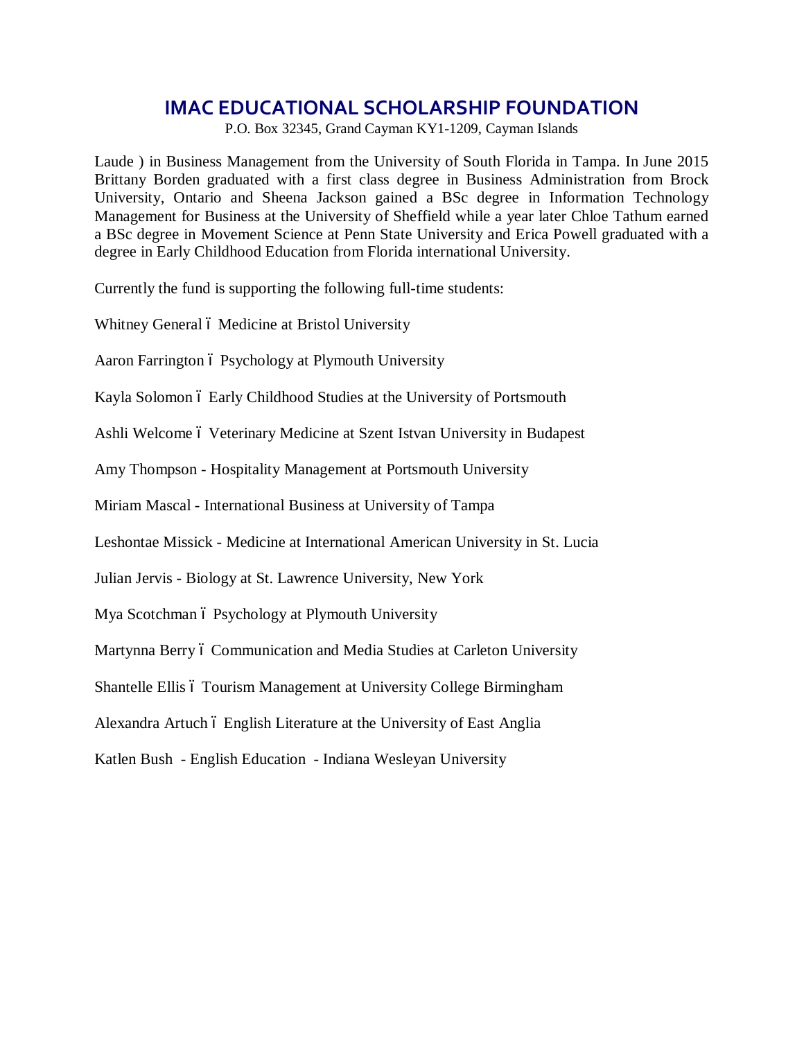Laude ) in Business Management from the University of South Florida in Tampa. In June 2015 Brittany Borden graduated with a first class degree in Business Administration from Brock University, Ontario and Sheena Jackson gained a BSc degree in Information Technology Management for Business at the University of Sheffield while a year later Chloe Tathum earned a BSc degree in Movement Science at Penn State University and Erica Powell graduated with a degree in Early Childhood Education from Florida international University.

Currently the fund is supporting the following full-time students:

Whitney General – Medicine at Bristol University

Aaron Farrington – Psychology at Plymouth University

Kayla Solomon – Early Childhood Studies at the University of Portsmouth

Ashli Welcome – Veterinary Medicine at Szent Istvan University in Budapest

Amy Thompson - Hospitality Management at Portsmouth University

Miriam Mascal - International Business at University of Tampa

Leshontae Missick - Medicine at International American University in St. Lucia

Julian Jervis - Biology at St. Lawrence University, New York

Mya Scotchman – Psychology at Plymouth University

Martynna Berry – Communication and Media Studies at Carleton University

Shantelle Ellis – Tourism Management at University College Birmingham

Alexandra Artuch – English Literature at the University of East Anglia

Katlen Bush - English Education - Indiana Wesleyan University